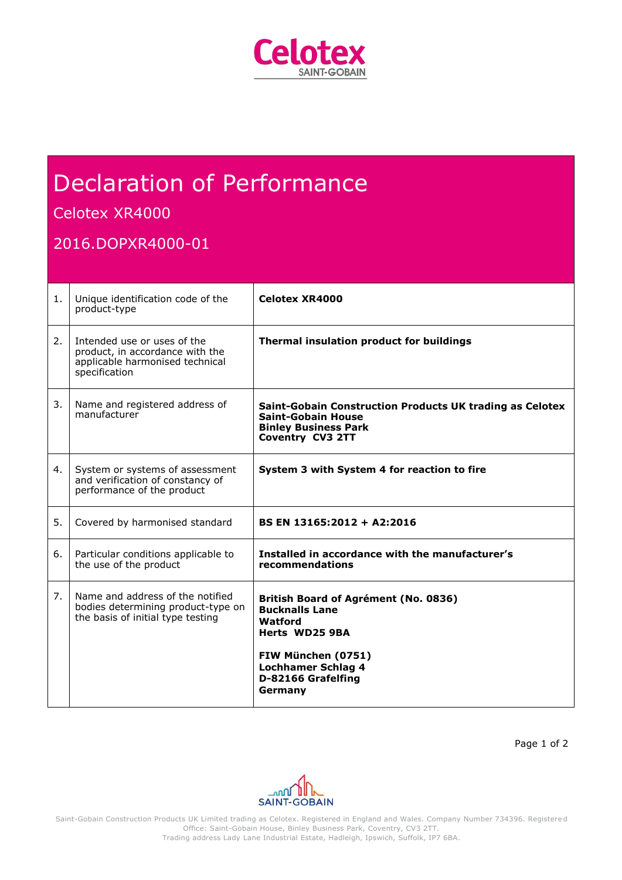# Declaration of Performance

## Celotex XR4000

## 2016.DOPXR4000-01

| | | |
|---|---|---|
| 1. | Unique identification code of the product-type | **Celotex XR4000** |
| 2. | Intended use or uses of the product, in accordance with the applicable harmonised technical specification | **Thermal insulation product for buildings** |
| 3. | Name and registered address of manufacturer | **Saint-Gobain Construction Products UK trading as Celotex**<br>**Saint-Gobain House**<br>**Binley Business Park**<br>**Coventry CV3 2TT** |
| 4. | System or systems of assessment and verification of constancy of performance of the product | **System 3 with System 4 for reaction to fire** |
| 5. | Covered by harmonised standard | **BS EN 13165:2012 + A2:2016** |
| 6. | Particular conditions applicable to the use of the product | **Installed in accordance with the manufacturer's recommendations** |
| 7. | Name and address of the notified bodies determining product-type on the basis of initial type testing | **British Board of Agrément (No. 0836)**<br>**Bucknalls Lane**<br>**Watford**<br>**Herts WD25 9BA**<br><br>**FIW München (0751)**<br>**Lochhamer Schlag 4**<br>**D-82166 Grafelfing**<br>**Germany** |

Saint-Gobain Construction Products UK Limited trading as Celotex. Registered in England and Wales. Company Number 734396. Registered Office: Saint-Gobain House, Binley Business Park, Coventry, CV3 2TT.
Trading address Lady Lane Industrial Estate, Hadleigh, Ipswich, Suffolk, IP7 6BA.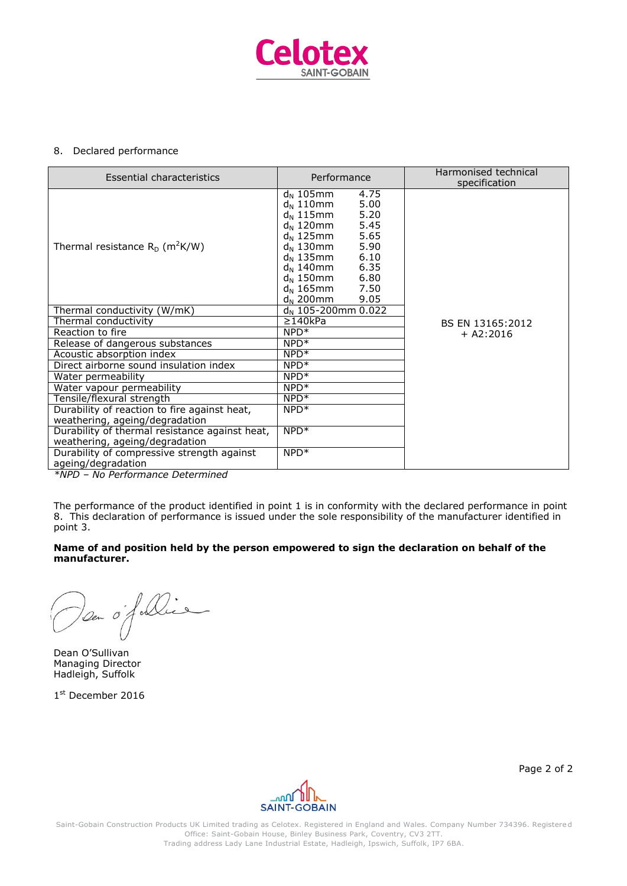8. Declared performance

| Essential characteristics | Performance | Harmonised technical specification |
|---|---|---|
| Thermal resistance $R_D$ ($m^2K/W$) | $d_N$ 105mm 4.75<br>$d_N$ 110mm 5.00<br>$d_N$ 115mm 5.20<br>$d_N$ 120mm 5.45<br>$d_N$ 125mm 5.65<br>$d_N$ 130mm 5.90<br>$d_N$ 135mm 6.10<br>$d_N$ 140mm 6.35<br>$d_N$ 150mm 6.80<br>$d_N$ 165mm 7.50<br>$d_N$ 200mm 9.05 | BS EN 13165:2012 + A2:2016 |
| Thermal conductivity (W/mK) | $d_N$ 105-200mm 0.022 | |
| Thermal conductivity | ≥140kPa | |
| Reaction to fire | NPD* | |
| Release of dangerous substances | NPD* | |
| Acoustic absorption index | NPD* | |
| Direct airborne sound insulation index | NPD* | |
| Water permeability | NPD* | |
| Water vapour permeability | NPD* | |
| Tensile/flexural strength | NPD* | |
| Durability of reaction to fire against heat, weathering, ageing/degradation | NPD* | |
| Durability of thermal resistance against heat, weathering, ageing/degradation | NPD* | |
| Durability of compressive strength against ageing/degradation | NPD* | |

*\*NPD – No Performance Determined*

The performance of the product identified in point 1 is in conformity with the declared performance in point 8. This declaration of performance is issued under the sole responsibility of the manufacturer identified in point 3.

**Name of and position held by the person empowered to sign the declaration on behalf of the manufacturer.**

Dean O'Sullivan
Managing Director
Hadleigh, Suffolk

1st December 2016

Saint-Gobain Construction Products UK Limited trading as Celotex. Registered in England and Wales. Company Number 734396. Registered Office: Saint-Gobain House, Binley Business Park, Coventry, CV3 2TT.
Trading address Lady Lane Industrial Estate, Hadleigh, Ipswich, Suffolk, IP7 6BA.